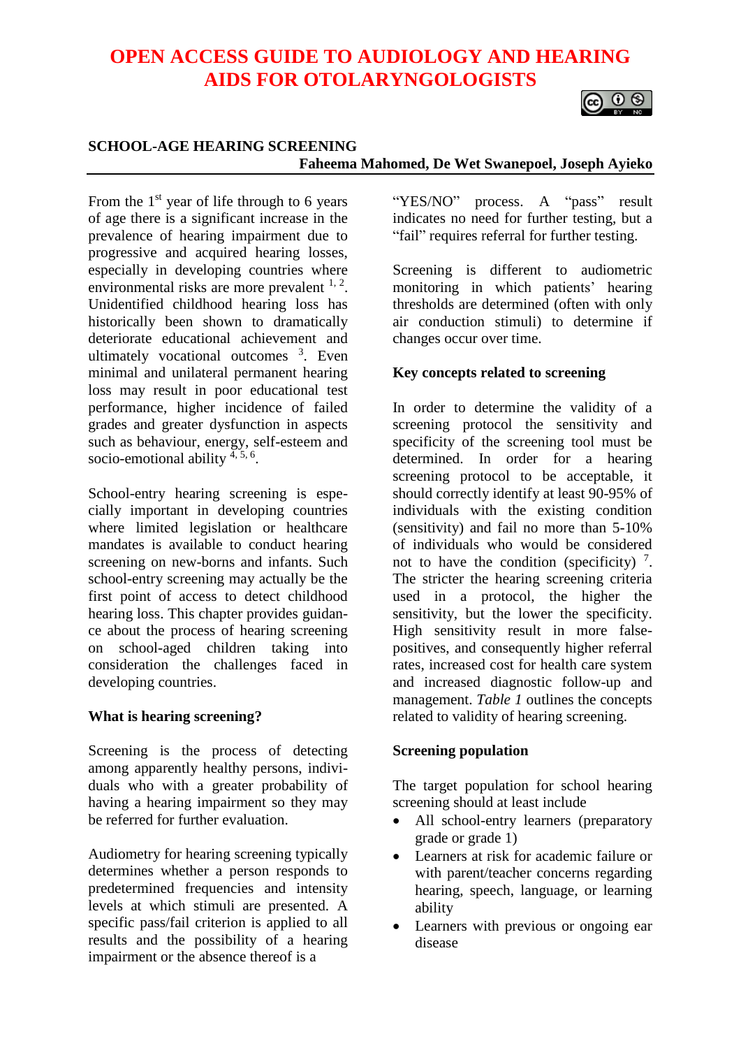# OPEN ACCESS GUIDE TO AUDIOLOGY AND HEARING AIDS FOR OTOLARYNGOLOGISTS

## SCHOOL-AGE HEARING SCREENING

**Faheema Mahomed, De Wet Swanepoel, Joseph Ayieko**

From the 1st year of life through to 6 years of age there is a significant increase in the prevalence of hearing impairment due to progressive and acquired hearing losses, especially in developing countries where environmental risks are more prevalent [1, 2]. Unidentified childhood hearing loss has historically been shown to dramatically deteriorate educational achievement and ultimately vocational outcomes [3]. Even minimal and unilateral permanent hearing loss may result in poor educational test performance, higher incidence of failed grades and greater dysfunction in aspects such as behaviour, energy, self-esteem and socio-emotional ability [4, 5, 6].

School-entry hearing screening is especially important in developing countries where limited legislation or healthcare mandates is available to conduct hearing screening on new-borns and infants. Such school-entry screening may actually be the first point of access to detect childhood hearing loss. This chapter provides guidance about the process of hearing screening on school-aged children taking into consideration the challenges faced in developing countries.

### What is hearing screening?

Screening is the process of detecting among apparently healthy persons, individuals who with a greater probability of having a hearing impairment so they may be referred for further evaluation.

Audiometry for hearing screening typically determines whether a person responds to predetermined frequencies and intensity levels at which stimuli are presented. A specific pass/fail criterion is applied to all results and the possibility of a hearing impairment or the absence thereof is a "YES/NO" process. A "pass" result indicates no need for further testing, but a "fail" requires referral for further testing.

Screening is different to audiometric monitoring in which patients' hearing thresholds are determined (often with only air conduction stimuli) to determine if changes occur over time.

### Key concepts related to screening

In order to determine the validity of a screening protocol the sensitivity and specificity of the screening tool must be determined. In order for a hearing screening protocol to be acceptable, it should correctly identify at least 90-95% of individuals with the existing condition (sensitivity) and fail no more than 5-10% of individuals who would be considered not to have the condition (specificity) [7]. The stricter the hearing screening criteria used in a protocol, the higher the sensitivity, but the lower the specificity. High sensitivity result in more false-positives, and consequently higher referral rates, increased cost for health care system and increased diagnostic follow-up and management. *Table 1* outlines the concepts related to validity of hearing screening.

### Screening population

The target population for school hearing screening should at least include

- All school-entry learners (preparatory grade or grade 1)
- Learners at risk for academic failure or with parent/teacher concerns regarding hearing, speech, language, or learning ability
- Learners with previous or ongoing ear disease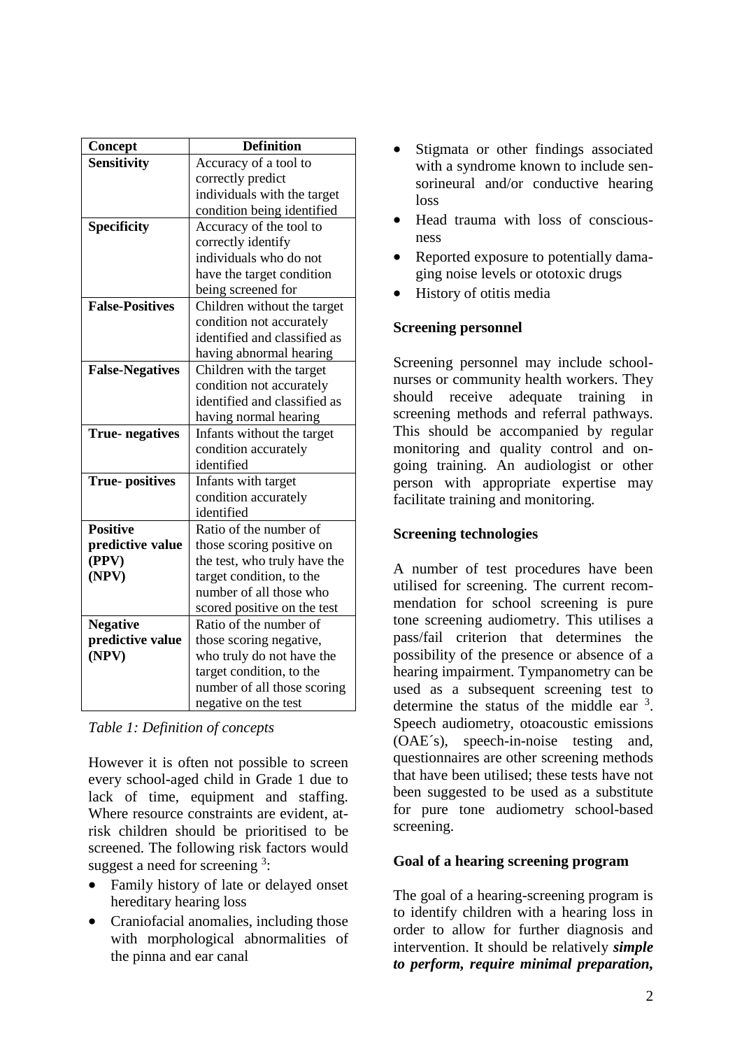| Concept | Definition |
|---|---|
| **Sensitivity** | Accuracy of a tool to correctly predict individuals with the target condition being identified |
| **Specificity** | Accuracy of the tool to correctly identify individuals who do not have the target condition being screened for |
| **False-Positives** | Children without the target condition not accurately identified and classified as having abnormal hearing |
| **False-Negatives** | Children with the target condition not accurately identified and classified as having normal hearing |
| **True- negatives** | Infants without the target condition accurately identified |
| **True- positives** | Infants with target condition accurately identified |
| **Positive predictive value (PPV) (NPV)** | Ratio of the number of those scoring positive on the test, who truly have the target condition, to the number of all those who scored positive on the test |
| **Negative predictive value (NPV)** | Ratio of the number of those scoring negative, who truly do not have the target condition, to the number of all those scoring negative on the test |

*Table 1: Definition of concepts*

However it is often not possible to screen every school-aged child in Grade 1 due to lack of time, equipment and staffing. Where resource constraints are evident, at-risk children should be prioritised to be screened. The following risk factors would suggest a need for screening [3]:

- Family history of late or delayed onset hereditary hearing loss
- Craniofacial anomalies, including those with morphological abnormalities of the pinna and ear canal
- Stigmata or other findings associated with a syndrome known to include sensorineural and/or conductive hearing loss
- Head trauma with loss of consciousness
- Reported exposure to potentially damaging noise levels or ototoxic drugs
- History of otitis media

**Screening personnel**

Screening personnel may include school-nurses or community health workers. They should receive adequate training in screening methods and referral pathways. This should be accompanied by regular monitoring and quality control and on-going training. An audiologist or other person with appropriate expertise may facilitate training and monitoring.

**Screening technologies**

A number of test procedures have been utilised for screening. The current recommendation for school screening is pure tone screening audiometry. This utilises a pass/fail criterion that determines the possibility of the presence or absence of a hearing impairment. Tympanometry can be used as a subsequent screening test to determine the status of the middle ear [3]. Speech audiometry, otoacoustic emissions (OAE´s), speech-in-noise testing and, questionnaires are other screening methods that have been utilised; these tests have not been suggested to be used as a substitute for pure tone audiometry school-based screening.

**Goal of a hearing screening program**

The goal of a hearing-screening program is to identify children with a hearing loss in order to allow for further diagnosis and intervention. It should be relatively ***simple to perform, require minimal preparation,***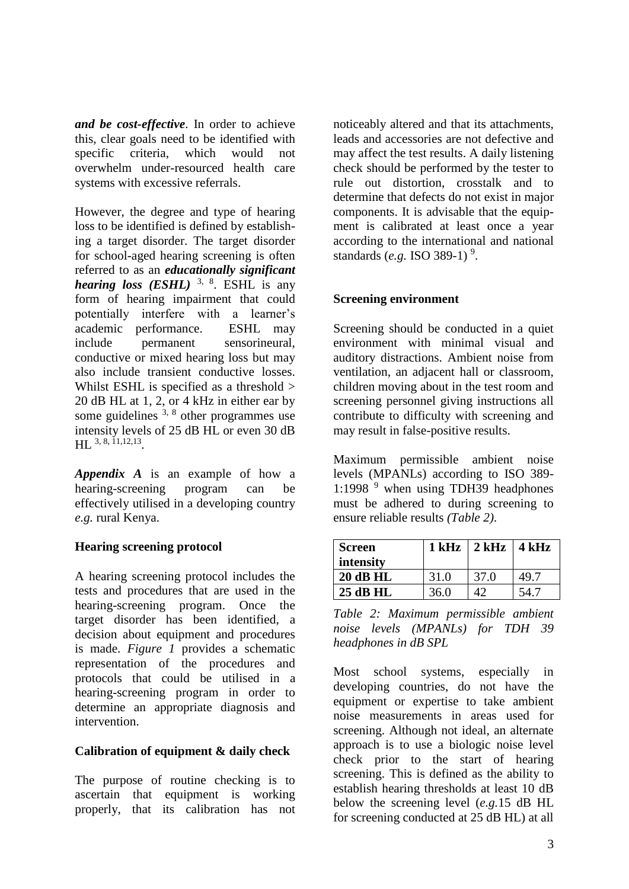***and be cost-effective***. In order to achieve this, clear goals need to be identified with specific criteria, which would not overwhelm under-resourced health care systems with excessive referrals.

However, the degree and type of hearing loss to be identified is defined by establishing a target disorder. The target disorder for school-aged hearing screening is often referred to as an ***educationally significant hearing loss (ESHL)*** [3, 8]. ESHL is any form of hearing impairment that could potentially interfere with a learner's academic performance. ESHL may include permanent sensorineural, conductive or mixed hearing loss but may also include transient conductive losses. Whilst ESHL is specified as a threshold > 20 dB HL at 1, 2, or 4 kHz in either ear by some guidelines [3, 8] other programmes use intensity levels of 25 dB HL or even 30 dB HL [3, 8, 11,12,13].

***Appendix A*** is an example of how a hearing-screening program can be effectively utilised in a developing country *e.g.* rural Kenya.

**Hearing screening protocol**

A hearing screening protocol includes the tests and procedures that are used in the hearing-screening program. Once the target disorder has been identified, a decision about equipment and procedures is made. *Figure 1* provides a schematic representation of the procedures and protocols that could be utilised in a hearing-screening program in order to determine an appropriate diagnosis and intervention.

**Calibration of equipment & daily check**

The purpose of routine checking is to ascertain that equipment is working properly, that its calibration has not noticeably altered and that its attachments, leads and accessories are not defective and may affect the test results. A daily listening check should be performed by the tester to rule out distortion, crosstalk and to determine that defects do not exist in major components. It is advisable that the equipment is calibrated at least once a year according to the international and national standards (*e.g.* ISO 389-1) [9].

**Screening environment**

Screening should be conducted in a quiet environment with minimal visual and auditory distractions. Ambient noise from ventilation, an adjacent hall or classroom, children moving about in the test room and screening personnel giving instructions all contribute to difficulty with screening and may result in false-positive results.

Maximum permissible ambient noise levels (MPANLs) according to ISO 389-1:1998 [9] when using TDH39 headphones must be adhered to during screening to ensure reliable results *(Table 2)*.

| Screen intensity | 1 kHz | 2 kHz | 4 kHz |
|---|---|---|---|
| **20 dB HL** | 31.0 | 37.0 | 49.7 |
| **25 dB HL** | 36.0 | 42 | 54.7 |

*Table 2: Maximum permissible ambient noise levels (MPANLs) for TDH 39 headphones in dB SPL*

Most school systems, especially in developing countries, do not have the equipment or expertise to take ambient noise measurements in areas used for screening. Although not ideal, an alternate approach is to use a biologic noise level check prior to the start of hearing screening. This is defined as the ability to establish hearing thresholds at least 10 dB below the screening level (*e.g.*15 dB HL for screening conducted at 25 dB HL) at all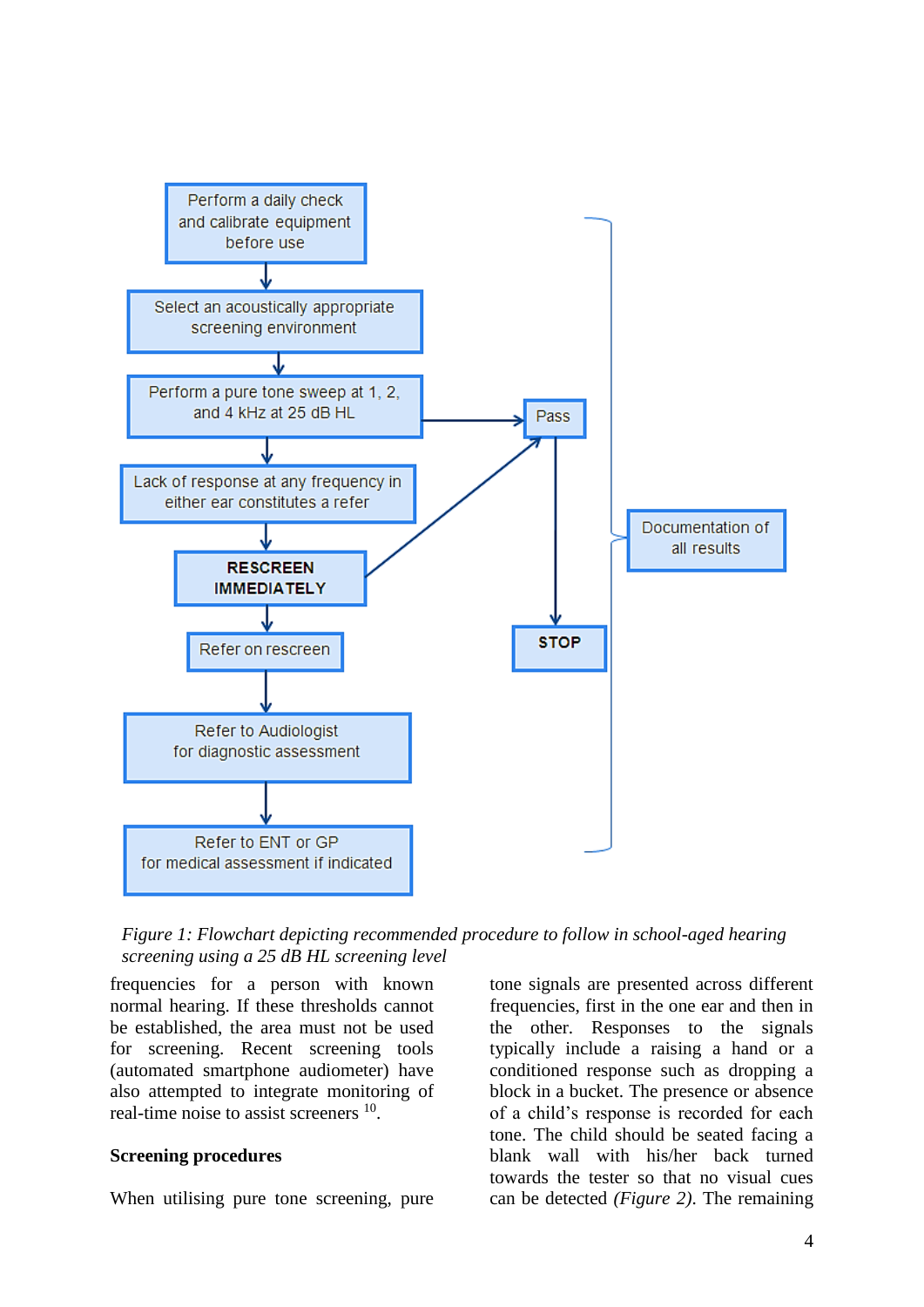Perform a daily check and calibrate equipment before use

Select an acoustically appropriate screening environment

Perform a pure tone sweep at 1, 2, and 4 kHz at 25 dB HL

Lack of response at any frequency in either ear constitutes a refer

**RESCREEN IMMEDIATELY**

Refer on rescreen

Refer to Audiologist for diagnostic assessment

Refer to ENT or GP for medical assessment if indicated

Pass

**STOP**

Documentation of all results

*Figure 1: Flowchart depicting recommended procedure to follow in school-aged hearing screening using a 25 dB HL screening level*

frequencies for a person with known normal hearing. If these thresholds cannot be established, the area must not be used for screening. Recent screening tools (automated smartphone audiometer) have also attempted to integrate monitoring of real-time noise to assist screeners [10].

**Screening procedures**

When utilising pure tone screening, pure tone signals are presented across different frequencies, first in the one ear and then in the other. Responses to the signals typically include a raising a hand or a conditioned response such as dropping a block in a bucket. The presence or absence of a child's response is recorded for each tone. The child should be seated facing a blank wall with his/her back turned towards the tester so that no visual cues can be detected *(Figure 2)*. The remaining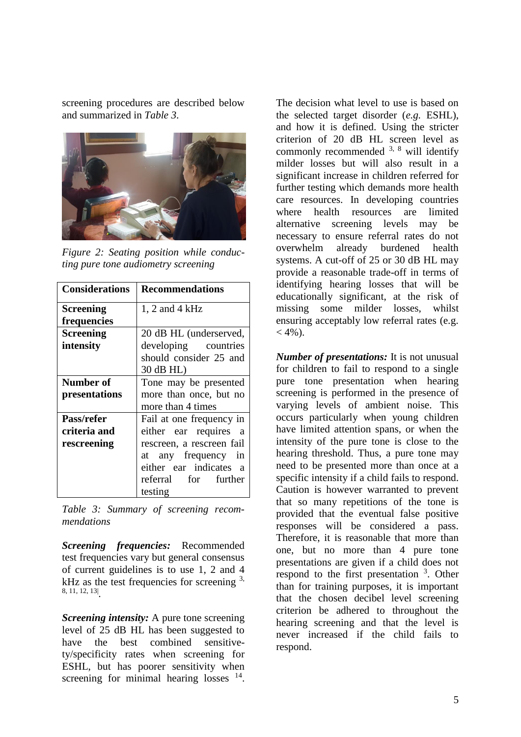screening procedures are described below and summarized in *Table 3*.

*Figure 2: Seating position while conducting pure tone audiometry screening*

| Considerations | Recommendations |
|---|---|
| **Screening frequencies** | 1, 2 and 4 kHz |
| **Screening intensity** | 20 dB HL (underserved, developing countries should consider 25 and 30 dB HL) |
| **Number of presentations** | Tone may be presented more than once, but no more than 4 times |
| **Pass/refer criteria and rescreening** | Fail at one frequency in either ear requires a rescreen, a rescreen fail at any frequency in either ear indicates a referral for further testing |

*Table 3: Summary of screening recommendations*

***Screening frequencies:*** Recommended test frequencies vary but general consensus of current guidelines is to use 1, 2 and 4 kHz as the test frequencies for screening [3, 8, 11, 12, 13].

***Screening intensity:*** A pure tone screening level of 25 dB HL has been suggested to have the best combined sensitivety/specificity rates when screening for ESHL, but has poorer sensitivity when screening for minimal hearing losses [14]. The decision what level to use is based on the selected target disorder (*e.g.* ESHL), and how it is defined. Using the stricter criterion of 20 dB HL screen level as commonly recommended [3, 8] will identify milder losses but will also result in a significant increase in children referred for further testing which demands more health care resources. In developing countries where health resources are limited alternative screening levels may be necessary to ensure referral rates do not overwhelm already burdened health systems. A cut-off of 25 or 30 dB HL may provide a reasonable trade-off in terms of identifying hearing losses that will be educationally significant, at the risk of missing some milder losses, whilst ensuring acceptably low referral rates (e.g. < 4%).

***Number of presentations:*** It is not unusual for children to fail to respond to a single pure tone presentation when hearing screening is performed in the presence of varying levels of ambient noise. This occurs particularly when young children have limited attention spans, or when the intensity of the pure tone is close to the hearing threshold. Thus, a pure tone may need to be presented more than once at a specific intensity if a child fails to respond. Caution is however warranted to prevent that so many repetitions of the tone is provided that the eventual false positive responses will be considered a pass. Therefore, it is reasonable that more than one, but no more than 4 pure tone presentations are given if a child does not respond to the first presentation [3]. Other than for training purposes, it is important that the chosen decibel level screening criterion be adhered to throughout the hearing screening and that the level is never increased if the child fails to respond.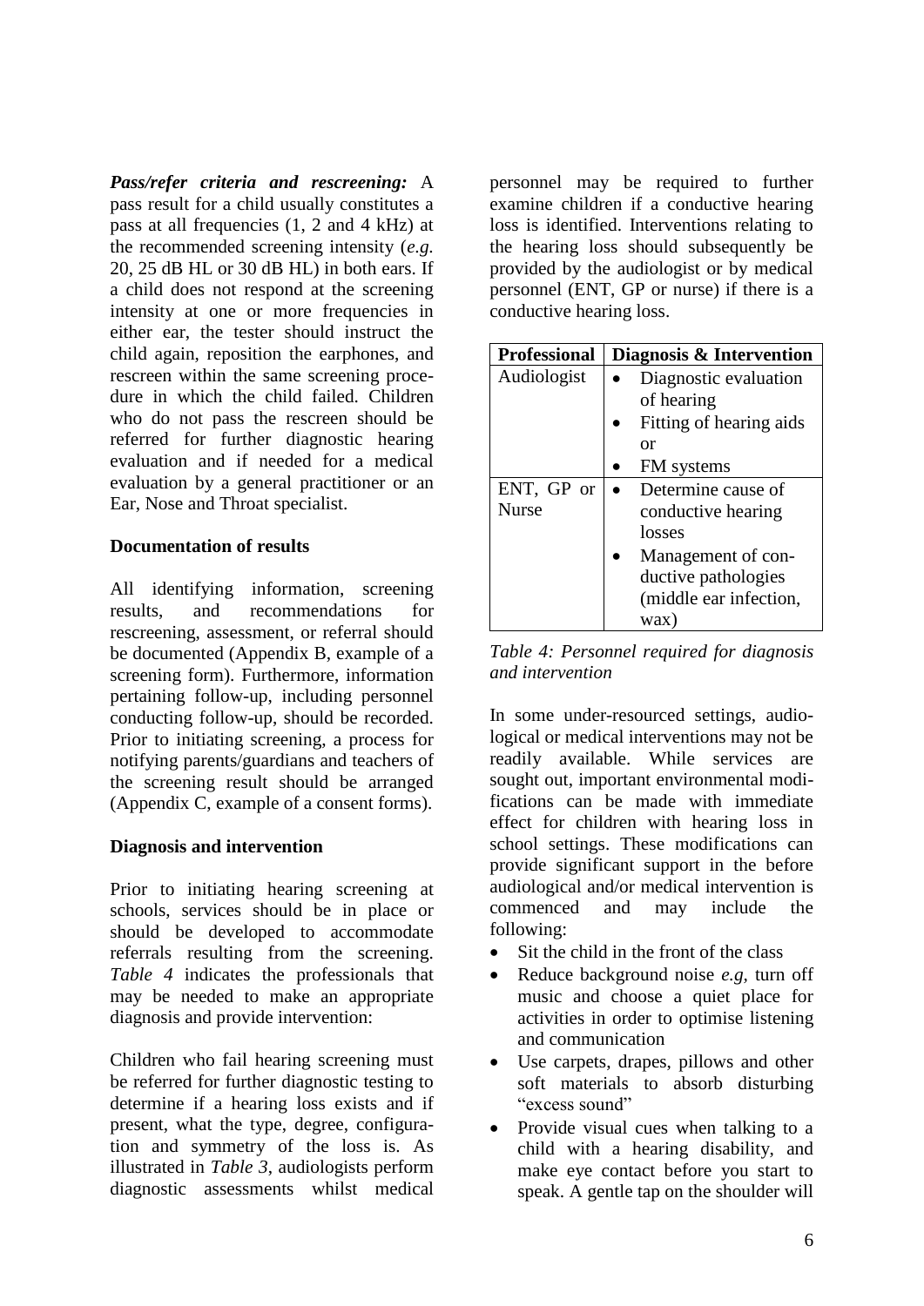***Pass/refer criteria and rescreening:*** A pass result for a child usually constitutes a pass at all frequencies (1, 2 and 4 kHz) at the recommended screening intensity (*e.g.* 20, 25 dB HL or 30 dB HL) in both ears. If a child does not respond at the screening intensity at one or more frequencies in either ear, the tester should instruct the child again, reposition the earphones, and rescreen within the same screening procedure in which the child failed. Children who do not pass the rescreen should be referred for further diagnostic hearing evaluation and if needed for a medical evaluation by a general practitioner or an Ear, Nose and Throat specialist.

**Documentation of results**

All identifying information, screening results, and recommendations for rescreening, assessment, or referral should be documented (Appendix B, example of a screening form). Furthermore, information pertaining follow-up, including personnel conducting follow-up, should be recorded. Prior to initiating screening, a process for notifying parents/guardians and teachers of the screening result should be arranged (Appendix C, example of a consent forms).

**Diagnosis and intervention**

Prior to initiating hearing screening at schools, services should be in place or should be developed to accommodate referrals resulting from the screening. *Table 4* indicates the professionals that may be needed to make an appropriate diagnosis and provide intervention:

Children who fail hearing screening must be referred for further diagnostic testing to determine if a hearing loss exists and if present, what the type, degree, configuration and symmetry of the loss is. As illustrated in *Table 3*, audiologists perform diagnostic assessments whilst medical personnel may be required to further examine children if a conductive hearing loss is identified. Interventions relating to the hearing loss should subsequently be provided by the audiologist or by medical personnel (ENT, GP or nurse) if there is a conductive hearing loss.

| Professional | Diagnosis & Intervention |
|---|---|
| Audiologist | • Diagnostic evaluation of hearing<br>• Fitting of hearing aids or<br>• FM systems |
| ENT, GP or Nurse | • Determine cause of conductive hearing losses<br>• Management of conductive pathologies (middle ear infection, wax) |

*Table 4: Personnel required for diagnosis and intervention*

In some under-resourced settings, audiological or medical interventions may not be readily available. While services are sought out, important environmental modifications can be made with immediate effect for children with hearing loss in school settings. These modifications can provide significant support in the before audiological and/or medical intervention is commenced and may include the following:

- Sit the child in the front of the class
- Reduce background noise *e.g,* turn off music and choose a quiet place for activities in order to optimise listening and communication
- Use carpets, drapes, pillows and other soft materials to absorb disturbing "excess sound"
- Provide visual cues when talking to a child with a hearing disability, and make eye contact before you start to speak. A gentle tap on the shoulder will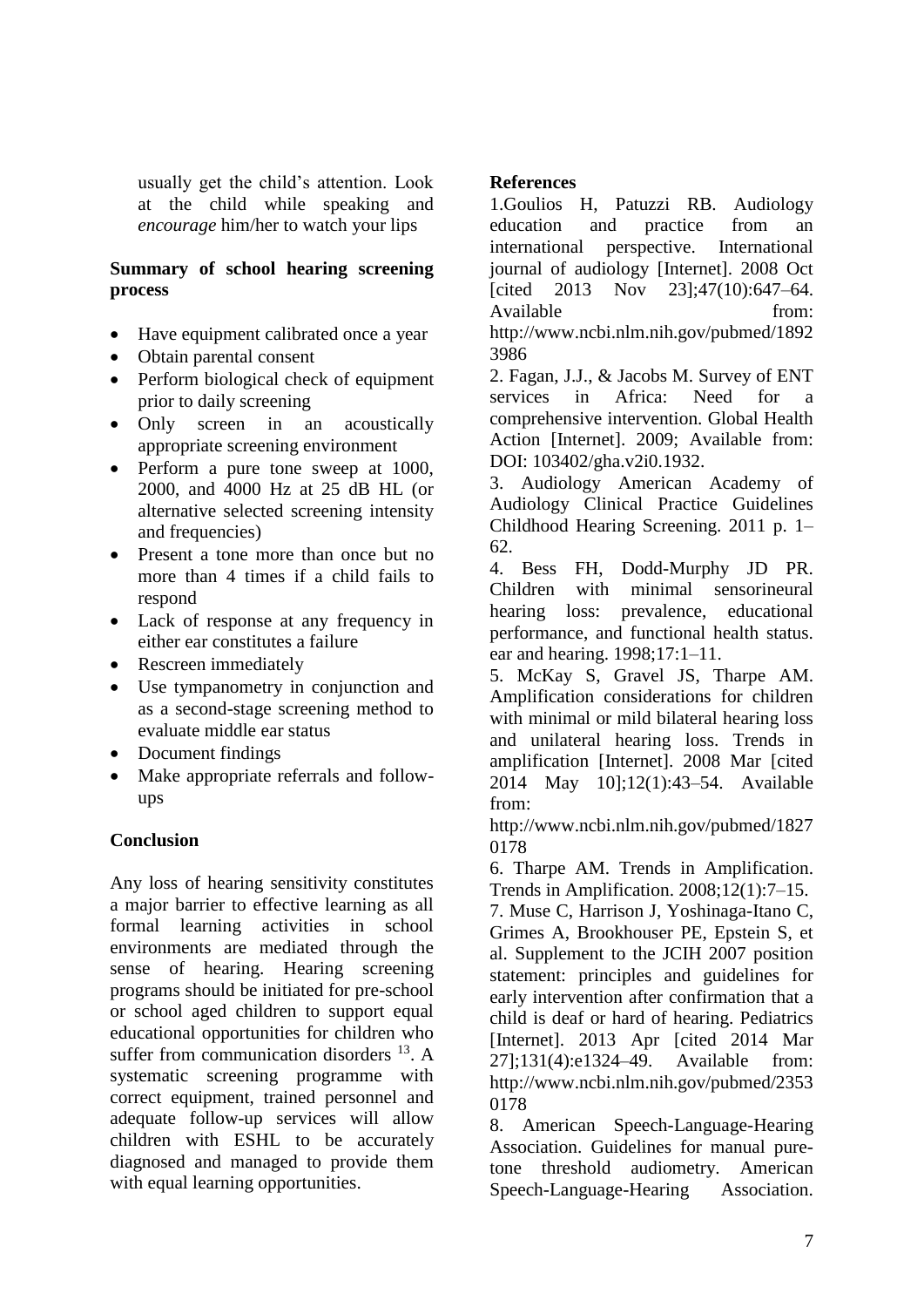usually get the child's attention. Look at the child while speaking and *encourage* him/her to watch your lips

**Summary of school hearing screening process**

- Have equipment calibrated once a year
- Obtain parental consent
- Perform biological check of equipment prior to daily screening
- Only screen in an acoustically appropriate screening environment
- Perform a pure tone sweep at 1000, 2000, and 4000 Hz at 25 dB HL (or alternative selected screening intensity and frequencies)
- Present a tone more than once but no more than 4 times if a child fails to respond
- Lack of response at any frequency in either ear constitutes a failure
- Rescreen immediately
- Use tympanometry in conjunction and as a second-stage screening method to evaluate middle ear status
- Document findings
- Make appropriate referrals and follow-ups

**Conclusion**

Any loss of hearing sensitivity constitutes a major barrier to effective learning as all formal learning activities in school environments are mediated through the sense of hearing. Hearing screening programs should be initiated for pre-school or school aged children to support equal educational opportunities for children who suffer from communication disorders [13]. A systematic screening programme with correct equipment, trained personnel and adequate follow-up services will allow children with ESHL to be accurately diagnosed and managed to provide them with equal learning opportunities.

**References**

1.Goulios H, Patuzzi RB. Audiology education and practice from an international perspective. International journal of audiology [Internet]. 2008 Oct [cited 2013 Nov 23];47(10):647–64. Available from: http://www.ncbi.nlm.nih.gov/pubmed/18923986

2. Fagan, J.J., & Jacobs M. Survey of ENT services in Africa: Need for a comprehensive intervention. Global Health Action [Internet]. 2009; Available from: DOI: 103402/gha.v2i0.1932.

3. Audiology American Academy of Audiology Clinical Practice Guidelines Childhood Hearing Screening. 2011 p. 1–62.

4. Bess FH, Dodd-Murphy JD PR. Children with minimal sensorineural hearing loss: prevalence, educational performance, and functional health status. ear and hearing. 1998;17:1–11.

5. McKay S, Gravel JS, Tharpe AM. Amplification considerations for children with minimal or mild bilateral hearing loss and unilateral hearing loss. Trends in amplification [Internet]. 2008 Mar [cited 2014 May 10];12(1):43–54. Available from: http://www.ncbi.nlm.nih.gov/pubmed/18270178

6. Tharpe AM. Trends in Amplification. Trends in Amplification. 2008;12(1):7–15.

7. Muse C, Harrison J, Yoshinaga-Itano C, Grimes A, Brookhouser PE, Epstein S, et al. Supplement to the JCIH 2007 position statement: principles and guidelines for early intervention after confirmation that a child is deaf or hard of hearing. Pediatrics [Internet]. 2013 Apr [cited 2014 Mar 27];131(4):e1324–49. Available from: http://www.ncbi.nlm.nih.gov/pubmed/23530178

8. American Speech-Language-Hearing Association. Guidelines for manual pure-tone threshold audiometry. American Speech-Language-Hearing Association.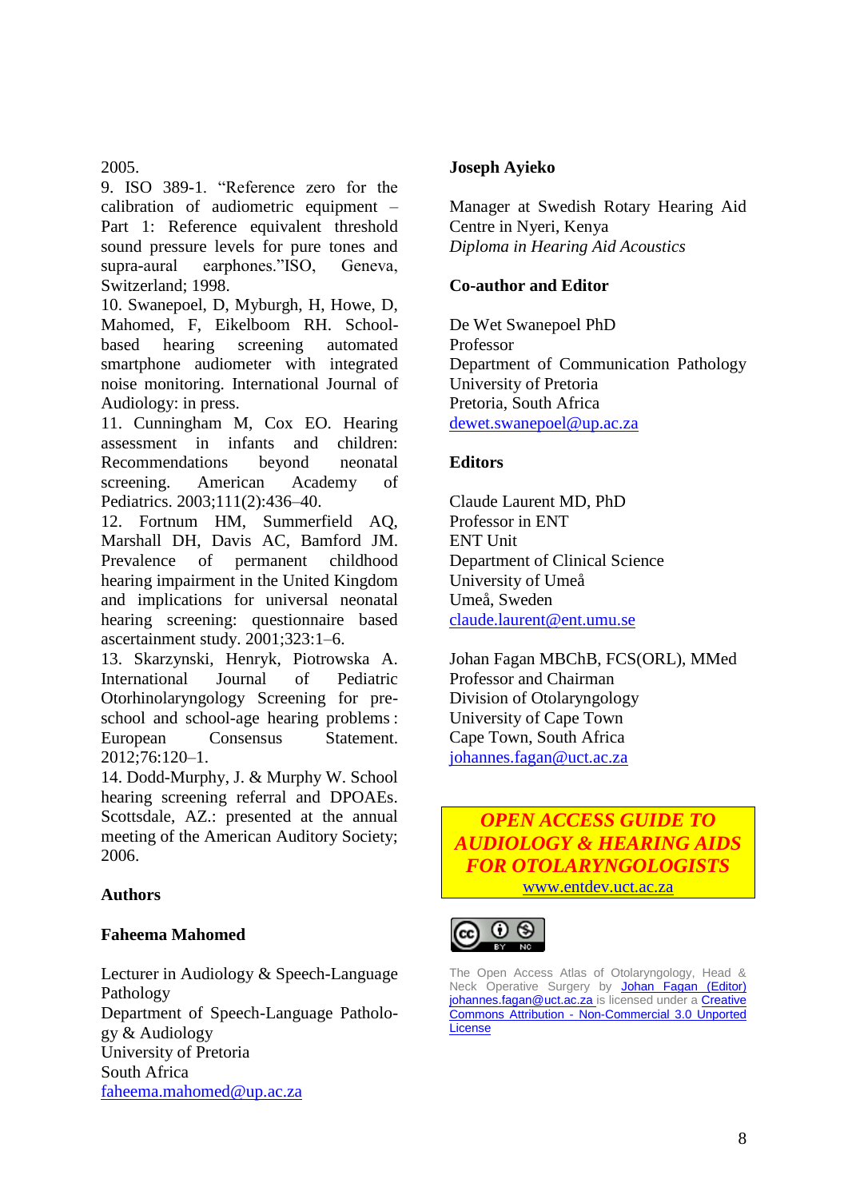2005.

9. ISO 389-1. “Reference zero for the calibration of audiometric equipment – Part 1: Reference equivalent threshold sound pressure levels for pure tones and supra-aural earphones.”ISO, Geneva, Switzerland; 1998.

10. Swanepoel, D, Myburgh, H, Howe, D, Mahomed, F, Eikelboom RH. School-based hearing screening automated smartphone audiometer with integrated noise monitoring. International Journal of Audiology: in press.

11. Cunningham M, Cox EO. Hearing assessment in infants and children: Recommendations beyond neonatal screening. American Academy of Pediatrics. 2003;111(2):436–40.

12. Fortnum HM, Summerfield AQ, Marshall DH, Davis AC, Bamford JM. Prevalence of permanent childhood hearing impairment in the United Kingdom and implications for universal neonatal hearing screening: questionnaire based ascertainment study. 2001;323:1–6.

13. Skarzynski, Henryk, Piotrowska A. International Journal of Pediatric Otorhinolaryngology Screening for pre-school and school-age hearing problems : European Consensus Statement. 2012;76:120–1.

14. Dodd-Murphy, J. & Murphy W. School hearing screening referral and DPOAEs. Scottsdale, AZ.: presented at the annual meeting of the American Auditory Society; 2006.

## Authors

### Faheema Mahomed

Lecturer in Audiology & Speech-Language Pathology
Department of Speech-Language Pathology & Audiology
University of Pretoria
South Africa
faheema.mahomed@up.ac.za

### Joseph Ayieko

Manager at Swedish Rotary Hearing Aid Centre in Nyeri, Kenya
*Diploma in Hearing Aid Acoustics*

## Co-author and Editor

De Wet Swanepoel PhD
Professor
Department of Communication Pathology
University of Pretoria
Pretoria, South Africa
dewet.swanepoel@up.ac.za

## Editors

Claude Laurent MD, PhD
Professor in ENT
ENT Unit
Department of Clinical Science
University of Umeå
Umeå, Sweden
claude.laurent@ent.umu.se

Johan Fagan MBChB, FCS(ORL), MMed
Professor and Chairman
Division of Otolaryngology
University of Cape Town
Cape Town, South Africa
johannes.fagan@uct.ac.za

***OPEN ACCESS GUIDE TO AUDIOLOGY & HEARING AIDS FOR OTOLARYNGOLOGISTS***
www.entdev.uct.ac.za

The Open Access Atlas of Otolaryngology, Head & Neck Operative Surgery by Johan Fagan (Editor) johannes.fagan@uct.ac.za is licensed under a Creative Commons Attribution - Non-Commercial 3.0 Unported License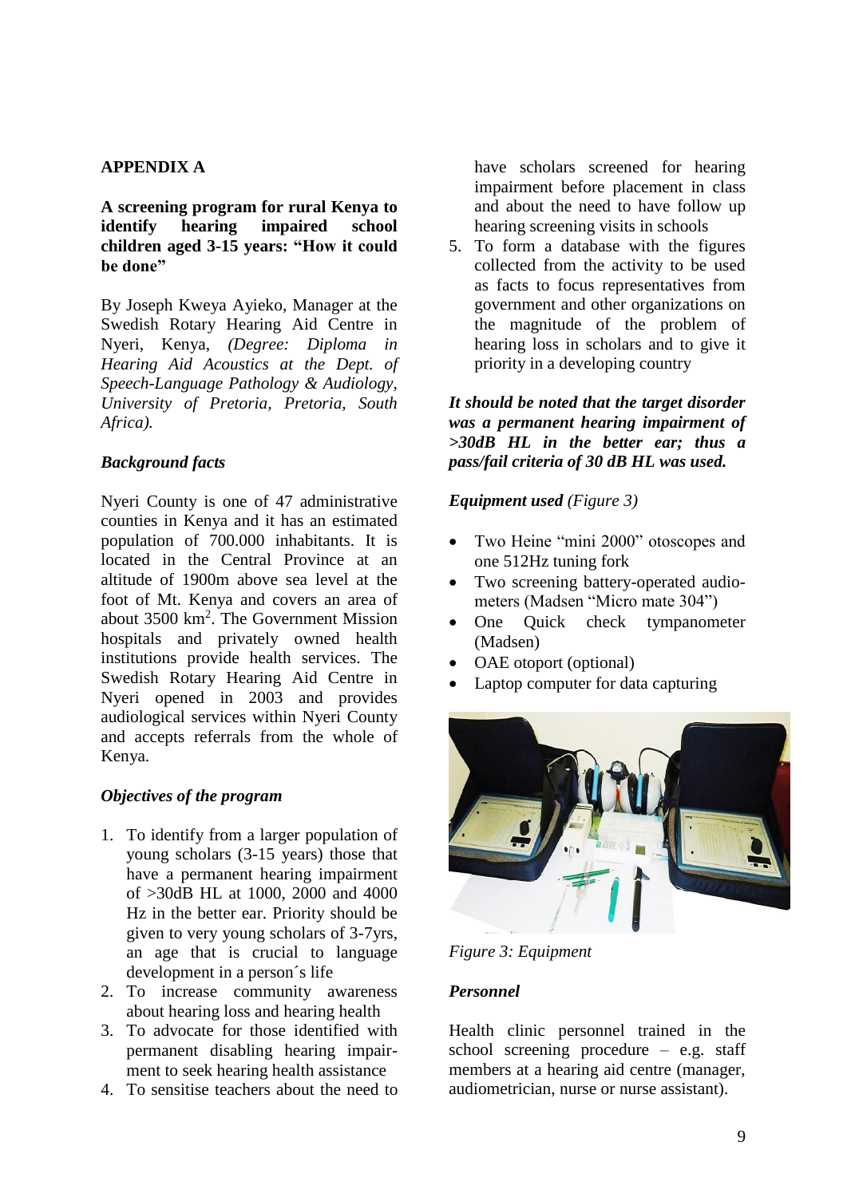## APPENDIX A

**A screening program for rural Kenya to identify hearing impaired school children aged 3-15 years: "How it could be done"**

By Joseph Kweya Ayieko, Manager at the Swedish Rotary Hearing Aid Centre in Nyeri, Kenya, *(Degree: Diploma in Hearing Aid Acoustics at the Dept. of Speech-Language Pathology & Audiology, University of Pretoria, Pretoria, South Africa).*

### *Background facts*

Nyeri County is one of 47 administrative counties in Kenya and it has an estimated population of 700.000 inhabitants. It is located in the Central Province at an altitude of 1900m above sea level at the foot of Mt. Kenya and covers an area of about 3500 km$^2$. The Government Mission hospitals and privately owned health institutions provide health services. The Swedish Rotary Hearing Aid Centre in Nyeri opened in 2003 and provides audiological services within Nyeri County and accepts referrals from the whole of Kenya.

### *Objectives of the program*

1. To identify from a larger population of young scholars (3-15 years) those that have a permanent hearing impairment of >30dB HL at 1000, 2000 and 4000 Hz in the better ear. Priority should be given to very young scholars of 3-7yrs, an age that is crucial to language development in a person´s life
2. To increase community awareness about hearing loss and hearing health
3. To advocate for those identified with permanent disabling hearing impairment to seek hearing health assistance
4. To sensitise teachers about the need to have scholars screened for hearing impairment before placement in class and about the need to have follow up hearing screening visits in schools
5. To form a database with the figures collected from the activity to be used as facts to focus representatives from government and other organizations on the magnitude of the problem of hearing loss in scholars and to give it priority in a developing country

***It should be noted that the target disorder was a permanent hearing impairment of >30dB HL in the better ear; thus a pass/fail criteria of 30 dB HL was used.***

### *Equipment used (Figure 3)*

- Two Heine "mini 2000" otoscopes and one 512Hz tuning fork
- Two screening battery-operated audio-meters (Madsen "Micro mate 304")
- One Quick check tympanometer (Madsen)
- OAE otoport (optional)
- Laptop computer for data capturing

*Figure 3: Equipment*

### *Personnel*

Health clinic personnel trained in the school screening procedure – e.g. staff members at a hearing aid centre (manager, audiometrician, nurse or nurse assistant).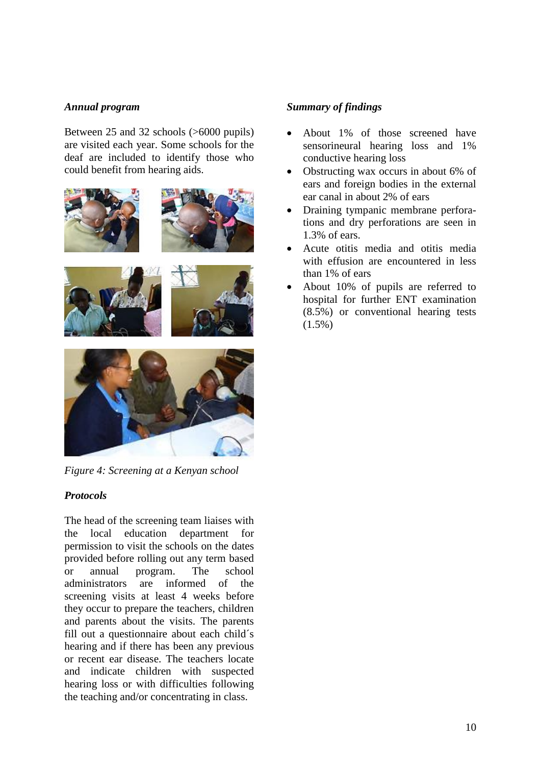### *Annual program*

Between 25 and 32 schools (>6000 pupils) are visited each year. Some schools for the deaf are included to identify those who could benefit from hearing aids.

*Figure 4: Screening at a Kenyan school*

### *Protocols*

The head of the screening team liaises with the local education department for permission to visit the schools on the dates provided before rolling out any term based or annual program. The school administrators are informed of the screening visits at least 4 weeks before they occur to prepare the teachers, children and parents about the visits. The parents fill out a questionnaire about each child´s hearing and if there has been any previous or recent ear disease. The teachers locate and indicate children with suspected hearing loss or with difficulties following the teaching and/or concentrating in class.

### *Summary of findings*

- About 1% of those screened have sensorineural hearing loss and 1% conductive hearing loss
- Obstructing wax occurs in about 6% of ears and foreign bodies in the external ear canal in about 2% of ears
- Draining tympanic membrane perforations and dry perforations are seen in 1.3% of ears.
- Acute otitis media and otitis media with effusion are encountered in less than 1% of ears
- About 10% of pupils are referred to hospital for further ENT examination (8.5%) or conventional hearing tests (1.5%)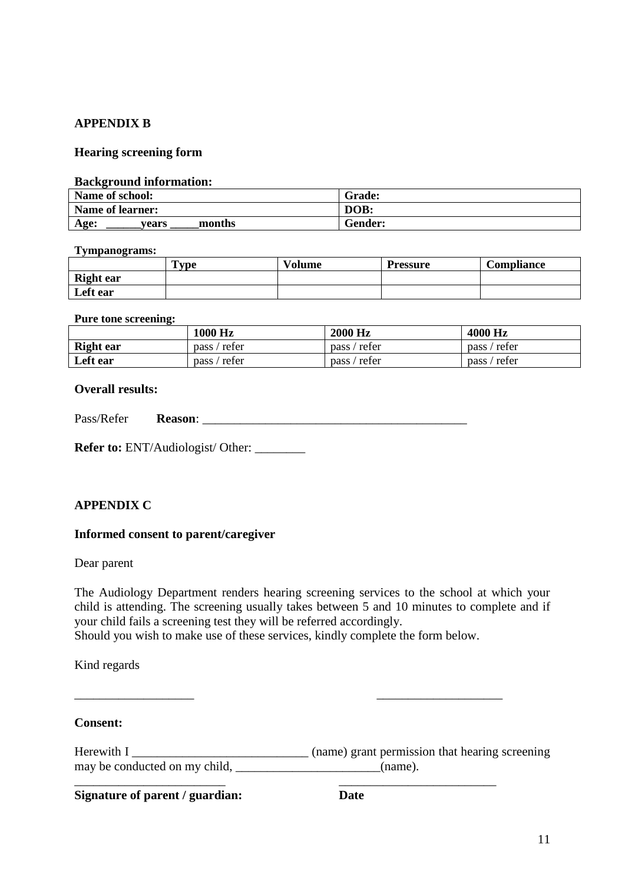**APPENDIX B**

**Hearing screening form**

**Background information:**

| | |
|---|---|
| **Name of school:** | **Grade:** |
| **Name of learner:** | **DOB:** |
| **Age: ______years _____months** | **Gender:** |

**Tympanograms:**

| | Type | Volume | Pressure | Compliance |
|---|---|---|---|---|
| **Right ear** | | | | |
| **Left ear** | | | | |

**Pure tone screening:**

| | 1000 Hz | 2000 Hz | 4000 Hz |
|---|---|---|---|
| **Right ear** | pass / refer | pass / refer | pass / refer |
| **Left ear** | pass / refer | pass / refer | pass / refer |

**Overall results:**

Pass/Refer **Reason**: ____________________________________________

**Refer to:** ENT/Audiologist/ Other: ________

**APPENDIX C**

**Informed consent to parent/caregiver**

Dear parent

The Audiology Department renders hearing screening services to the school at which your child is attending. The screening usually takes between 5 and 10 minutes to complete and if your child fails a screening test they will be referred accordingly.
Should you wish to make use of these services, kindly complete the form below.

Kind regards

___________________ ____________________

**Consent:**

Herewith I ____________________________ (name) grant permission that hearing screening may be conducted on my child, _______________________(name).

_________________________ _________________________

**Signature of parent / guardian:** **Date**